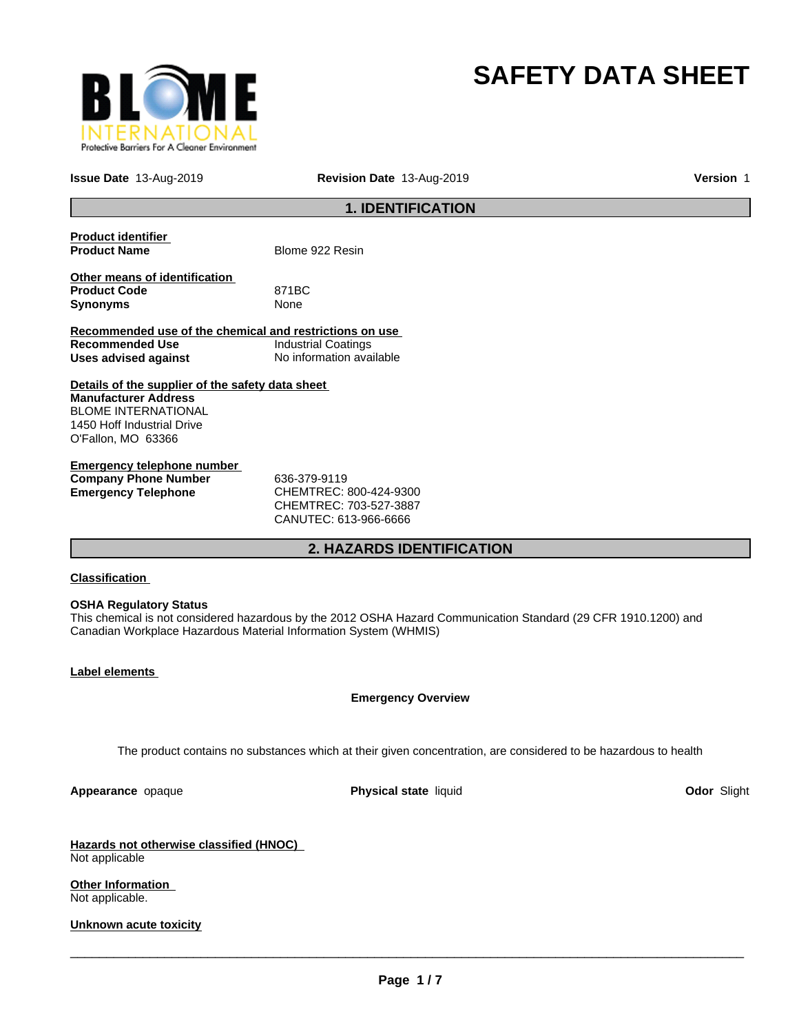# SAFETY DATA SHEET

**Issue Date** 13-Aug-2019 **Revision Date** 13-Aug-2019 **Version** 1

## 1. IDENTIFICATION

**Product identifier**

| | |
|---|---|
| **Product Name** | Blome 922 Resin |

**Other means of identification**

| | |
|---|---|
| **Product Code** | 871BC |
| **Synonyms** | None |

**Recommended use of the chemical and restrictions on use**

| | |
|---|---|
| **Recommended Use** | Industrial Coatings |
| **Uses advised against** | No information available |

**Details of the supplier of the safety data sheet**

**Manufacturer Address**
BLOME INTERNATIONAL
1450 Hoff Industrial Drive
O'Fallon, MO 63366

**Emergency telephone number**

| | |
|---|---|
| **Company Phone Number** | 636-379-9119 |
| **Emergency Telephone** | CHEMTREC: 800-424-9300<br>CHEMTREC: 703-527-3887<br>CANUTEC: 613-966-6666 |

## 2. HAZARDS IDENTIFICATION

**Classification**

**OSHA Regulatory Status**
This chemical is not considered hazardous by the 2012 OSHA Hazard Communication Standard (29 CFR 1910.1200) and Canadian Workplace Hazardous Material Information System (WHMIS)

**Label elements**

**Emergency Overview**

The product contains no substances which at their given concentration, are considered to be hazardous to health

**Appearance** opaque **Physical state** liquid **Odor** Slight

**Hazards not otherwise classified (HNOC)**
Not applicable

**Other Information**
Not applicable.

**Unknown acute toxicity**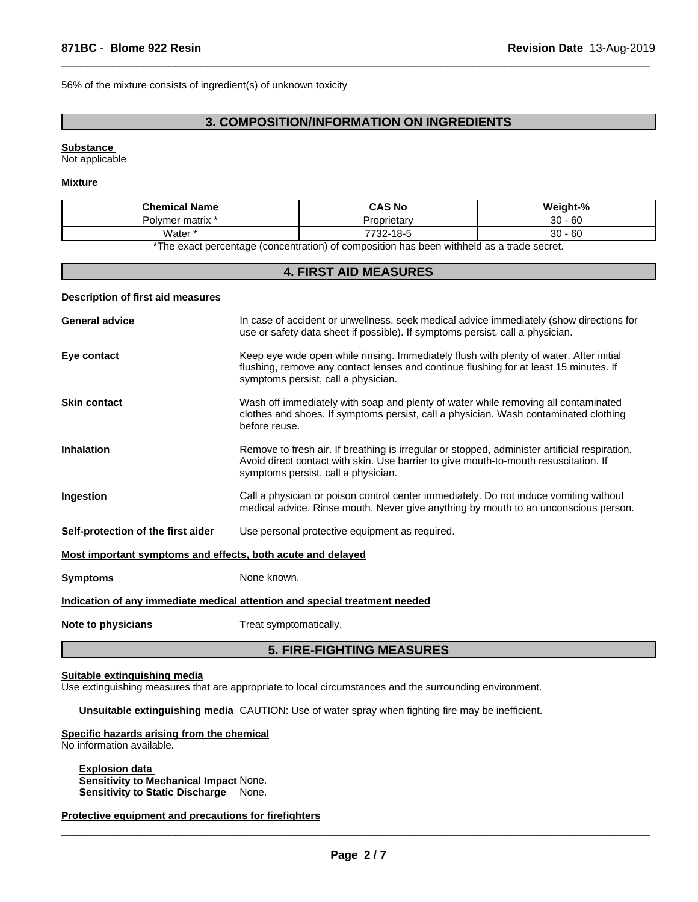56% of the mixture consists of ingredient(s) of unknown toxicity

## 3. COMPOSITION/INFORMATION ON INGREDIENTS

**Substance**
Not applicable

**Mixture**

| Chemical Name | CAS No | Weight-% |
|---|---|---|
| Polymer matrix * | Proprietary | 30 - 60 |
| Water * | 7732-18-5 | 30 - 60 |

*The exact percentage (concentration) of composition has been withheld as a trade secret.

## 4. FIRST AID MEASURES

**Description of first aid measures**

**General advice** In case of accident or unwellness, seek medical advice immediately (show directions for use or safety data sheet if possible). If symptoms persist, call a physician.

**Eye contact** Keep eye wide open while rinsing. Immediately flush with plenty of water. After initial flushing, remove any contact lenses and continue flushing for at least 15 minutes. If symptoms persist, call a physician.

**Skin contact** Wash off immediately with soap and plenty of water while removing all contaminated clothes and shoes. If symptoms persist, call a physician. Wash contaminated clothing before reuse.

**Inhalation** Remove to fresh air. If breathing is irregular or stopped, administer artificial respiration. Avoid direct contact with skin. Use barrier to give mouth-to-mouth resuscitation. If symptoms persist, call a physician.

**Ingestion** Call a physician or poison control center immediately. Do not induce vomiting without medical advice. Rinse mouth. Never give anything by mouth to an unconscious person.

**Self-protection of the first aider** Use personal protective equipment as required.

**Most important symptoms and effects, both acute and delayed**

**Symptoms** None known.

**Indication of any immediate medical attention and special treatment needed**

**Note to physicians** Treat symptomatically.

## 5. FIRE-FIGHTING MEASURES

**Suitable extinguishing media**
Use extinguishing measures that are appropriate to local circumstances and the surrounding environment.

**Unsuitable extinguishing media** CAUTION: Use of water spray when fighting fire may be inefficient.

**Specific hazards arising from the chemical**
No information available.

**Explosion data**
**Sensitivity to Mechanical Impact** None.
**Sensitivity to Static Discharge** None.

**Protective equipment and precautions for firefighters**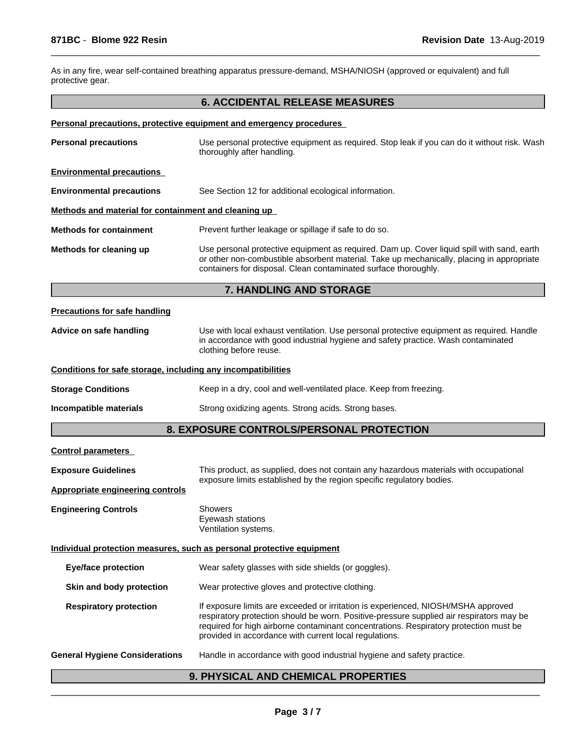As in any fire, wear self-contained breathing apparatus pressure-demand, MSHA/NIOSH (approved or equivalent) and full protective gear.

## 6. ACCIDENTAL RELEASE MEASURES

**Personal precautions, protective equipment and emergency procedures**

**Personal precautions** — Use personal protective equipment as required. Stop leak if you can do it without risk. Wash thoroughly after handling.

**Environmental precautions**

**Environmental precautions** — See Section 12 for additional ecological information.

**Methods and material for containment and cleaning up**

**Methods for containment** — Prevent further leakage or spillage if safe to do so.

**Methods for cleaning up** — Use personal protective equipment as required. Dam up. Cover liquid spill with sand, earth or other non-combustible absorbent material. Take up mechanically, placing in appropriate containers for disposal. Clean contaminated surface thoroughly.

## 7. HANDLING AND STORAGE

**Precautions for safe handling**

**Advice on safe handling** — Use with local exhaust ventilation. Use personal protective equipment as required. Handle in accordance with good industrial hygiene and safety practice. Wash contaminated clothing before reuse.

**Conditions for safe storage, including any incompatibilities**

**Storage Conditions** — Keep in a dry, cool and well-ventilated place. Keep from freezing.

**Incompatible materials** — Strong oxidizing agents. Strong acids. Strong bases.

## 8. EXPOSURE CONTROLS/PERSONAL PROTECTION

**Control parameters**

**Exposure Guidelines** — This product, as supplied, does not contain any hazardous materials with occupational exposure limits established by the region specific regulatory bodies.

**Appropriate engineering controls**

**Engineering Controls** — Showers
Eyewash stations
Ventilation systems.

**Individual protection measures, such as personal protective equipment**

**Eye/face protection** — Wear safety glasses with side shields (or goggles).

**Skin and body protection** — Wear protective gloves and protective clothing.

**Respiratory protection** — If exposure limits are exceeded or irritation is experienced, NIOSH/MSHA approved respiratory protection should be worn. Positive-pressure supplied air respirators may be required for high airborne contaminant concentrations. Respiratory protection must be provided in accordance with current local regulations.

**General Hygiene Considerations** — Handle in accordance with good industrial hygiene and safety practice.

## 9. PHYSICAL AND CHEMICAL PROPERTIES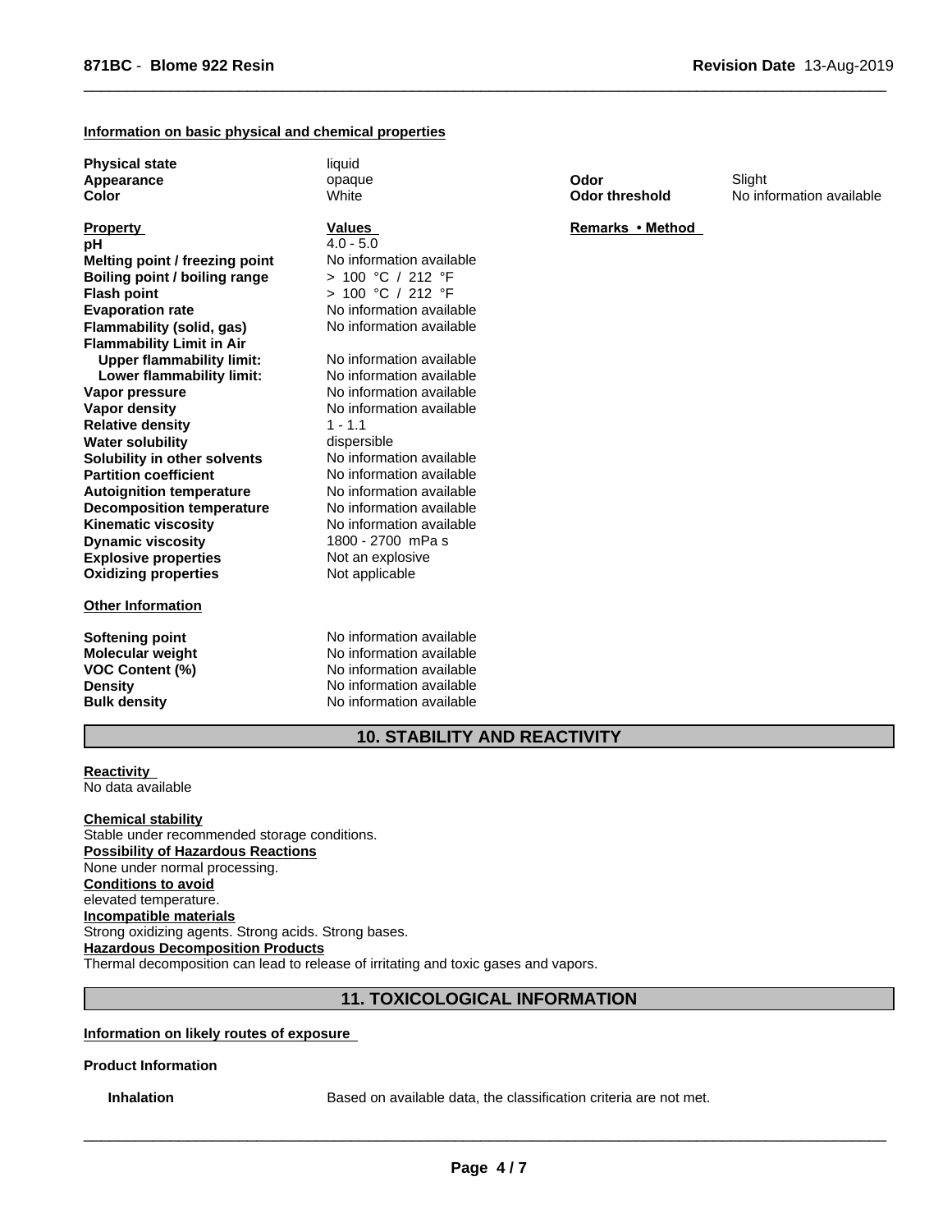**Information on basic physical and chemical properties**

| | | | |
|---|---|---|---|
| **Physical state** | liquid | | |
| **Appearance** | opaque | **Odor** | Slight |
| **Color** | White | **Odor threshold** | No information available |

| **Property** | **Values** | **Remarks • Method** |
|---|---|---|
| **pH** | 4.0 - 5.0 | |
| **Melting point / freezing point** | No information available | |
| **Boiling point / boiling range** | > 100 °C / 212 °F | |
| **Flash point** | > 100 °C / 212 °F | |
| **Evaporation rate** | No information available | |
| **Flammability (solid, gas)** | No information available | |
| **Flammability Limit in Air** | | |
| **Upper flammability limit:** | No information available | |
| **Lower flammability limit:** | No information available | |
| **Vapor pressure** | No information available | |
| **Vapor density** | No information available | |
| **Relative density** | 1 - 1.1 | |
| **Water solubility** | dispersible | |
| **Solubility in other solvents** | No information available | |
| **Partition coefficient** | No information available | |
| **Autoignition temperature** | No information available | |
| **Decomposition temperature** | No information available | |
| **Kinematic viscosity** | No information available | |
| **Dynamic viscosity** | 1800 - 2700 mPa s | |
| **Explosive properties** | Not an explosive | |
| **Oxidizing properties** | Not applicable | |

**Other Information**

| | |
|---|---|
| **Softening point** | No information available |
| **Molecular weight** | No information available |
| **VOC Content (%)** | No information available |
| **Density** | No information available |
| **Bulk density** | No information available |

## 10. STABILITY AND REACTIVITY

**Reactivity**
No data available

**Chemical stability**
Stable under recommended storage conditions.

**Possibility of Hazardous Reactions**
None under normal processing.

**Conditions to avoid**
elevated temperature.

**Incompatible materials**
Strong oxidizing agents. Strong acids. Strong bases.

**Hazardous Decomposition Products**
Thermal decomposition can lead to release of irritating and toxic gases and vapors.

## 11. TOXICOLOGICAL INFORMATION

**Information on likely routes of exposure**

**Product Information**

**Inhalation** Based on available data, the classification criteria are not met.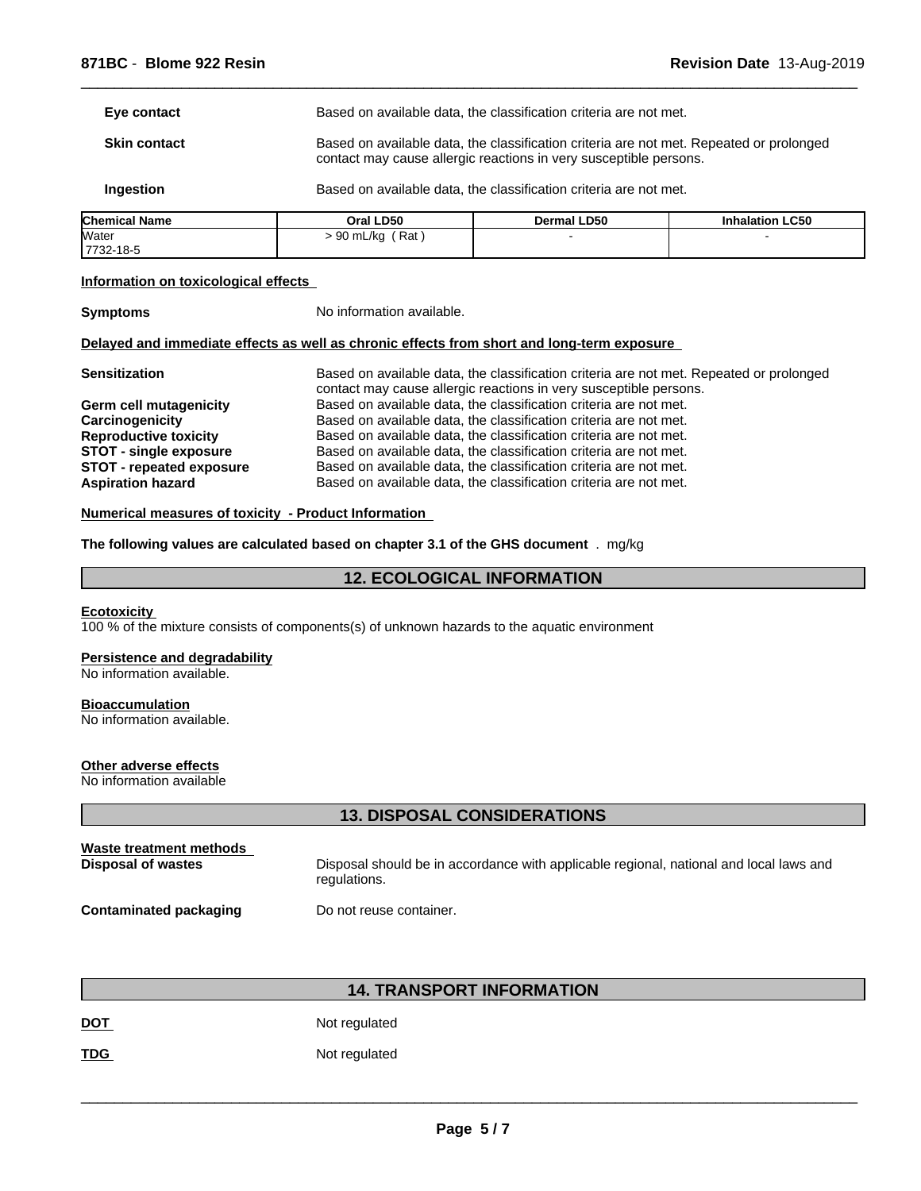**Eye contact** Based on available data, the classification criteria are not met.

**Skin contact** Based on available data, the classification criteria are not met. Repeated or prolonged contact may cause allergic reactions in very susceptible persons.

**Ingestion** Based on available data, the classification criteria are not met.

| Chemical Name | Oral LD50 | Dermal LD50 | Inhalation LC50 |
|---|---|---|---|
| Water<br>7732-18-5 | > 90 mL/kg ( Rat ) | - | - |

**Information on toxicological effects**

**Symptoms** No information available.

**Delayed and immediate effects as well as chronic effects from short and long-term exposure**

**Sensitization** Based on available data, the classification criteria are not met. Repeated or prolonged contact may cause allergic reactions in very susceptible persons.
**Germ cell mutagenicity** Based on available data, the classification criteria are not met.
**Carcinogenicity** Based on available data, the classification criteria are not met.
**Reproductive toxicity** Based on available data, the classification criteria are not met.
**STOT - single exposure** Based on available data, the classification criteria are not met.
**STOT - repeated exposure** Based on available data, the classification criteria are not met.
**Aspiration hazard** Based on available data, the classification criteria are not met.

**Numerical measures of toxicity - Product Information**

**The following values are calculated based on chapter 3.1 of the GHS document** . mg/kg

## 12. ECOLOGICAL INFORMATION

**Ecotoxicity**
100 % of the mixture consists of components(s) of unknown hazards to the aquatic environment

**Persistence and degradability**
No information available.

**Bioaccumulation**
No information available.

**Other adverse effects**
No information available

## 13. DISPOSAL CONSIDERATIONS

**Waste treatment methods**
**Disposal of wastes** Disposal should be in accordance with applicable regional, national and local laws and regulations.

**Contaminated packaging** Do not reuse container.

## 14. TRANSPORT INFORMATION

**DOT** Not regulated

**TDG** Not regulated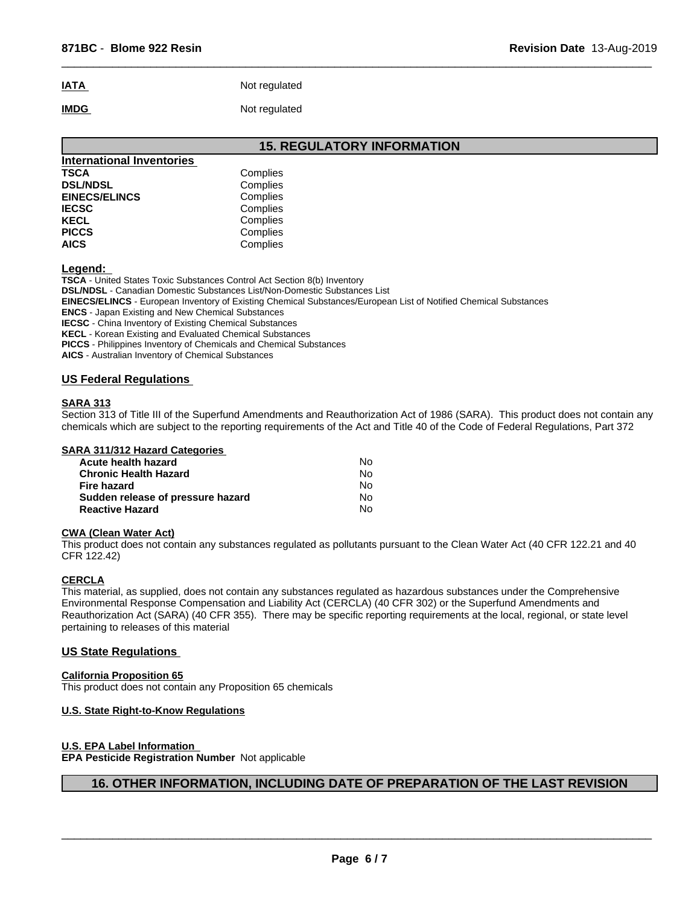| | |
|---|---|
| **IATA** | Not regulated |
| **IMDG** | Not regulated |

## 15. REGULATORY INFORMATION

**International Inventories**

| | |
|---|---|
| **TSCA** | Complies |
| **DSL/NDSL** | Complies |
| **EINECS/ELINCS** | Complies |
| **IECSC** | Complies |
| **KECL** | Complies |
| **PICCS** | Complies |
| **AICS** | Complies |

**Legend:**

**TSCA** - United States Toxic Substances Control Act Section 8(b) Inventory
**DSL/NDSL** - Canadian Domestic Substances List/Non-Domestic Substances List
**EINECS/ELINCS** - European Inventory of Existing Chemical Substances/European List of Notified Chemical Substances
**ENCS** - Japan Existing and New Chemical Substances
**IECSC** - China Inventory of Existing Chemical Substances
**KECL** - Korean Existing and Evaluated Chemical Substances
**PICCS** - Philippines Inventory of Chemicals and Chemical Substances
**AICS** - Australian Inventory of Chemical Substances

### US Federal Regulations

**SARA 313**

Section 313 of Title III of the Superfund Amendments and Reauthorization Act of 1986 (SARA). This product does not contain any chemicals which are subject to the reporting requirements of the Act and Title 40 of the Code of Federal Regulations, Part 372

**SARA 311/312 Hazard Categories**

| | |
|---|---|
| **Acute health hazard** | No |
| **Chronic Health Hazard** | No |
| **Fire hazard** | No |
| **Sudden release of pressure hazard** | No |
| **Reactive Hazard** | No |

**CWA (Clean Water Act)**

This product does not contain any substances regulated as pollutants pursuant to the Clean Water Act (40 CFR 122.21 and 40 CFR 122.42)

**CERCLA**

This material, as supplied, does not contain any substances regulated as hazardous substances under the Comprehensive Environmental Response Compensation and Liability Act (CERCLA) (40 CFR 302) or the Superfund Amendments and Reauthorization Act (SARA) (40 CFR 355). There may be specific reporting requirements at the local, regional, or state level pertaining to releases of this material

### US State Regulations

**California Proposition 65**

This product does not contain any Proposition 65 chemicals

**U.S. State Right-to-Know Regulations**

**U.S. EPA Label Information**

**EPA Pesticide Registration Number** Not applicable

## 16. OTHER INFORMATION, INCLUDING DATE OF PREPARATION OF THE LAST REVISION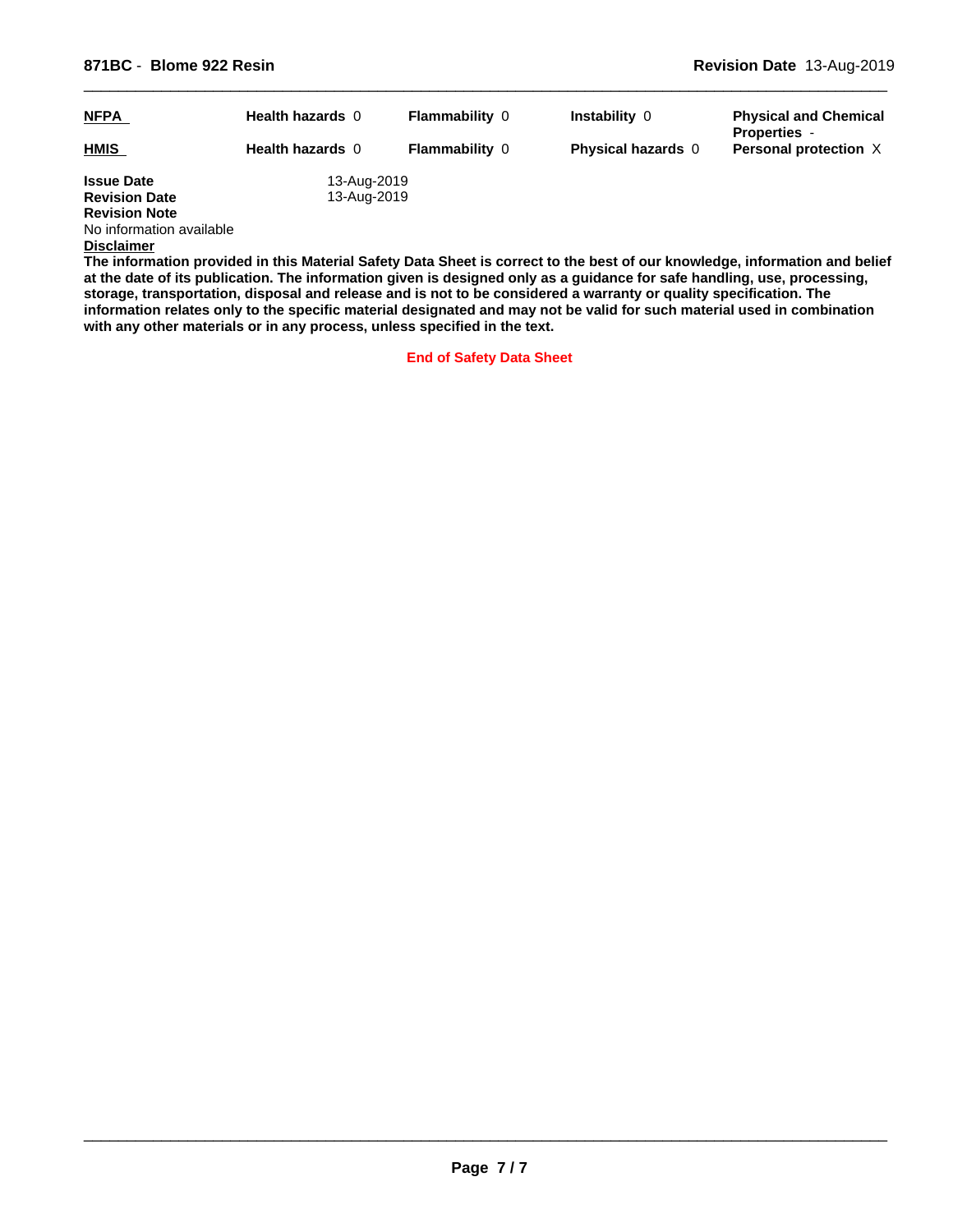| | | | | |
|---|---|---|---|---|
| **NFPA** | **Health hazards** 0 | **Flammability** 0 | **Instability** 0 | **Physical and Chemical Properties** - |
| **HMIS** | **Health hazards** 0 | **Flammability** 0 | **Physical hazards** 0 | **Personal protection** X |

**Issue Date** 13-Aug-2019
**Revision Date** 13-Aug-2019
**Revision Note**
No information available

**Disclaimer**

**The information provided in this Material Safety Data Sheet is correct to the best of our knowledge, information and belief at the date of its publication. The information given is designed only as a guidance for safe handling, use, processing, storage, transportation, disposal and release and is not to be considered a warranty or quality specification. The information relates only to the specific material designated and may not be valid for such material used in combination with any other materials or in any process, unless specified in the text.**

**End of Safety Data Sheet**